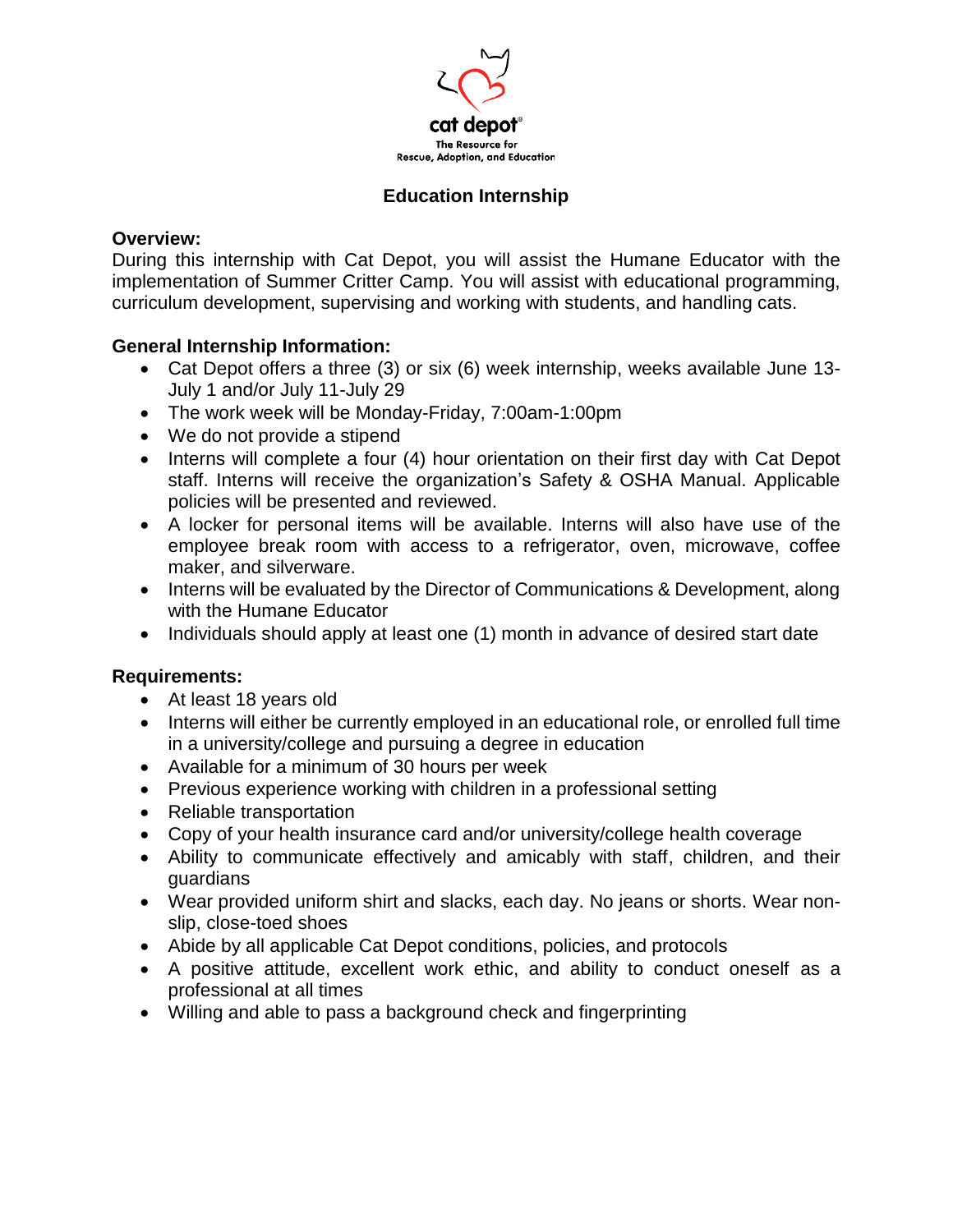cat depot®

The Resource for
Rescue, Adoption, and Education

# Education Internship

**Overview:**

During this internship with Cat Depot, you will assist the Humane Educator with the implementation of Summer Critter Camp. You will assist with educational programming, curriculum development, supervising and working with students, and handling cats.

**General Internship Information:**

- Cat Depot offers a three (3) or six (6) week internship, weeks available June 13-July 1 and/or July 11-July 29
- The work week will be Monday-Friday, 7:00am-1:00pm
- We do not provide a stipend
- Interns will complete a four (4) hour orientation on their first day with Cat Depot staff. Interns will receive the organization's Safety & OSHA Manual. Applicable policies will be presented and reviewed.
- A locker for personal items will be available. Interns will also have use of the employee break room with access to a refrigerator, oven, microwave, coffee maker, and silverware.
- Interns will be evaluated by the Director of Communications & Development, along with the Humane Educator
- Individuals should apply at least one (1) month in advance of desired start date

**Requirements:**

- At least 18 years old
- Interns will either be currently employed in an educational role, or enrolled full time in a university/college and pursuing a degree in education
- Available for a minimum of 30 hours per week
- Previous experience working with children in a professional setting
- Reliable transportation
- Copy of your health insurance card and/or university/college health coverage
- Ability to communicate effectively and amicably with staff, children, and their guardians
- Wear provided uniform shirt and slacks, each day. No jeans or shorts. Wear non-slip, close-toed shoes
- Abide by all applicable Cat Depot conditions, policies, and protocols
- A positive attitude, excellent work ethic, and ability to conduct oneself as a professional at all times
- Willing and able to pass a background check and fingerprinting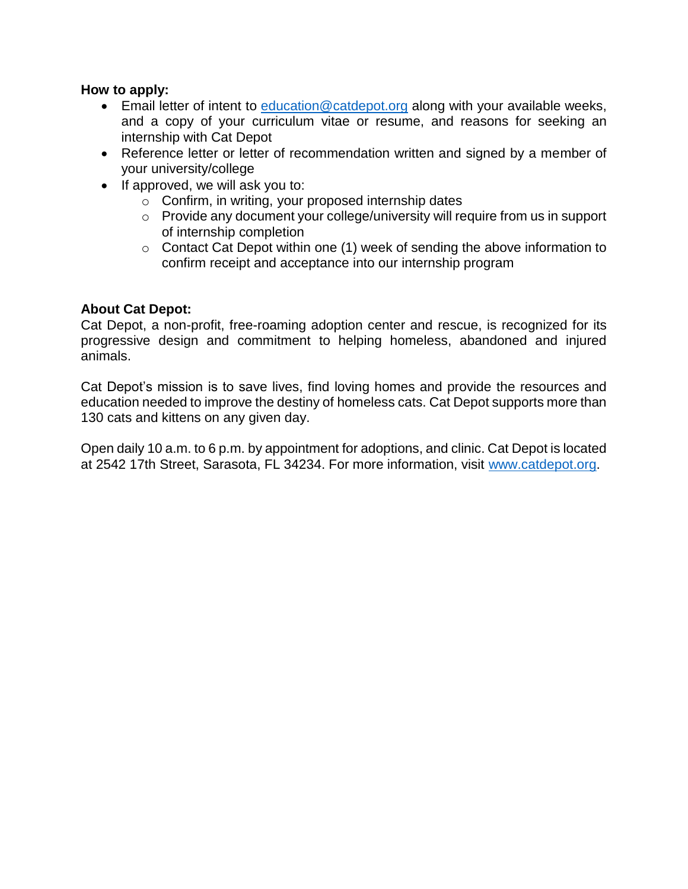**How to apply:**

- Email letter of intent to education@catdepot.org along with your available weeks, and a copy of your curriculum vitae or resume, and reasons for seeking an internship with Cat Depot
- Reference letter or letter of recommendation written and signed by a member of your university/college
- If approved, we will ask you to:
  - Confirm, in writing, your proposed internship dates
  - Provide any document your college/university will require from us in support of internship completion
  - Contact Cat Depot within one (1) week of sending the above information to confirm receipt and acceptance into our internship program

**About Cat Depot:**

Cat Depot, a non-profit, free-roaming adoption center and rescue, is recognized for its progressive design and commitment to helping homeless, abandoned and injured animals.

Cat Depot's mission is to save lives, find loving homes and provide the resources and education needed to improve the destiny of homeless cats. Cat Depot supports more than 130 cats and kittens on any given day.

Open daily 10 a.m. to 6 p.m. by appointment for adoptions, and clinic. Cat Depot is located at 2542 17th Street, Sarasota, FL 34234. For more information, visit www.catdepot.org.